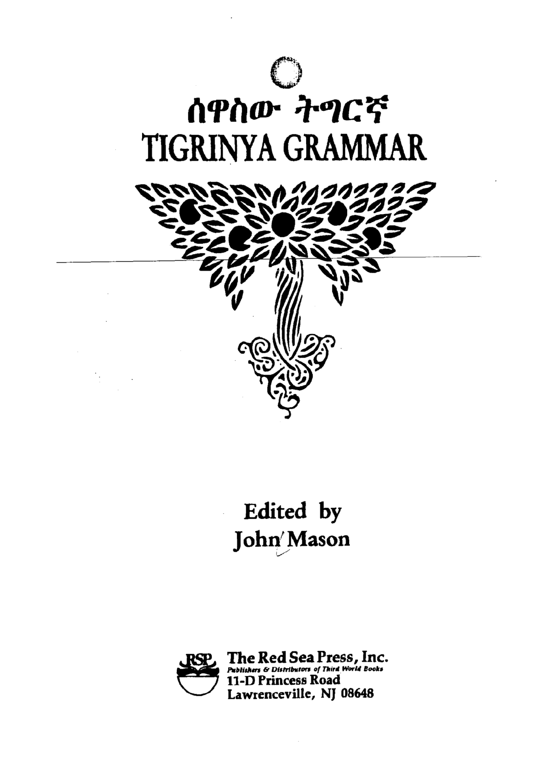# ሰዋስው ትግርኛ

# TIGRINYA GRAMMAR

Edited by
John Mason

The Red Sea Press, Inc.
Publishers & Distributors of Third World Books
11-D Princess Road
Lawrenceville, NJ 08648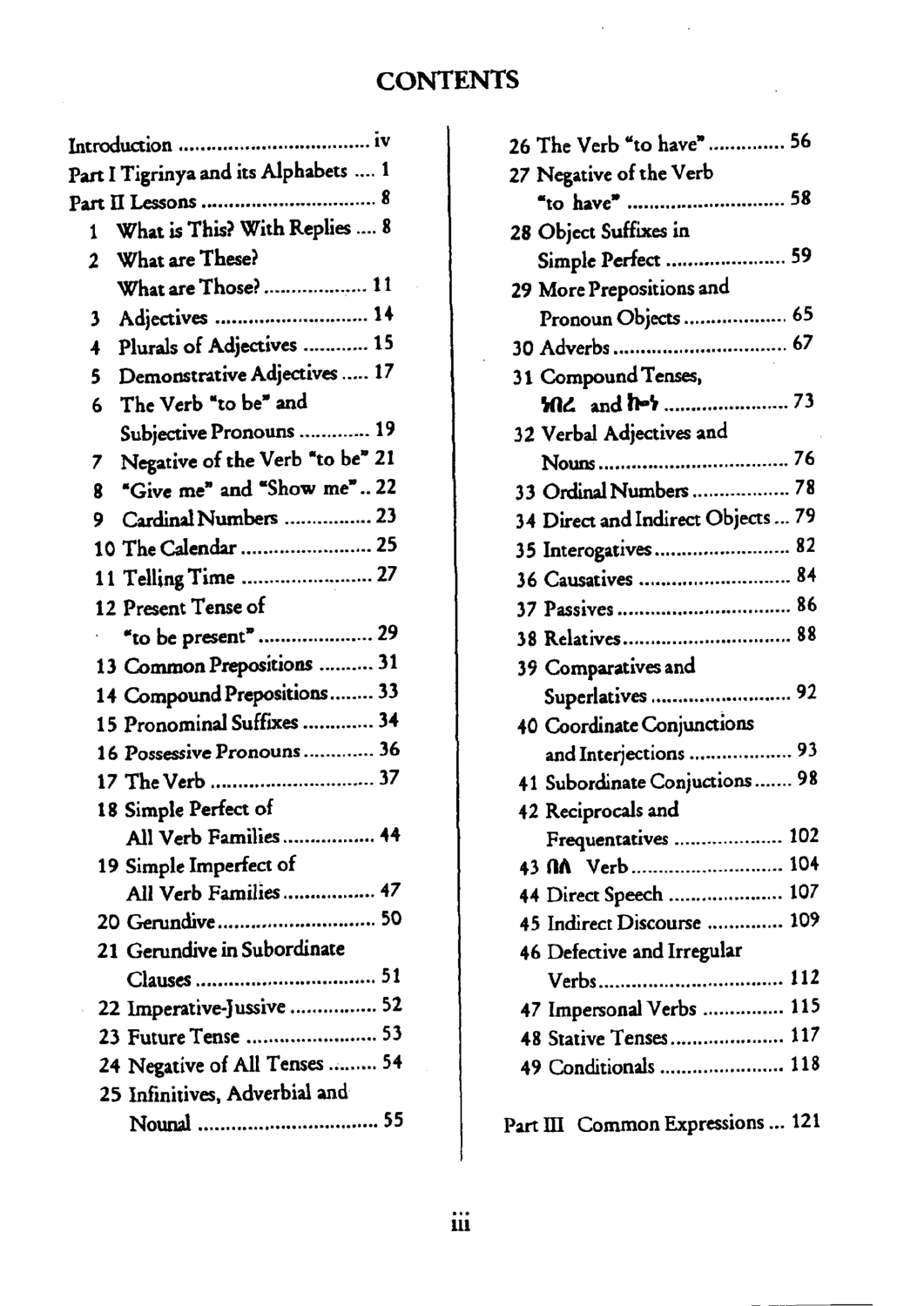# CONTENTS

Introduction .................................. iv
Part I Tigrinya and its Alphabets .... 1
Part II Lessons ................................ 8
1 What is This? With Replies .... 8
2 What are These? What are Those? .................. 11
3 Adjectives ........................... 14
4 Plurals of Adjectives ........... 15
5 Demonstrative Adjectives ..... 17
6 The Verb "to be" and Subjective Pronouns ............ 19
7 Negative of the Verb "to be" 21
8 "Give me" and "Show me".. 22
9 Cardinal Numbers ................ 23
10 The Calendar ........................ 25
11 Telling Time ........................ 27
12 Present Tense of "to be present" ..................... 29
13 Common Prepositions .......... 31
14 Compound Prepositions........ 33
15 Pronominal Suffixes ............. 34
16 Possessive Pronouns ............ 36
17 The Verb ............................. 37
18 Simple Perfect of All Verb Families ................. 44
19 Simple Imperfect of All Verb Families ................. 47
20 Gerundive ............................ 50
21 Gerundive in Subordinate Clauses ................................ 51
22 Imperative-Jussive ................ 52
23 Future Tense ........................ 53
24 Negative of All Tenses ......... 54
25 Infinitives, Adverbial and Nounal ................................ 55
26 The Verb "to have" ............. 56
27 Negative of the Verb "to have" ............................ 58
28 Object Suffixes in Simple Perfect ...................... 59
29 More Prepositions and Pronoun Objects .................. 65
30 Adverbs ............................... 67
31 Compound Tenses, ነበረ and ኮነ ....................... 73
32 Verbal Adjectives and Nouns ................................... 76
33 Ordinal Numbers .................. 78
34 Direct and Indirect Objects ... 79
35 Interogatives ........................ 82
36 Causatives ........................... 84
37 Passives ............................... 86
38 Relatives .............................. 88
39 Comparatives and Superlatives ......................... 92
40 Coordinate Conjunctions and Interjections .................. 93
41 Subordinate Conjuctions ....... 98
42 Reciprocals and Frequentatives .................... 102
43 በለ Verb ........................... 104
44 Direct Speech ..................... 107
45 Indirect Discourse .............. 109
46 Defective and Irregular Verbs ................................ 112
47 Impersonal Verbs ............... 115
48 Stative Tenses ..................... 117
49 Conditionals ....................... 118

Part III Common Expressions ... 121